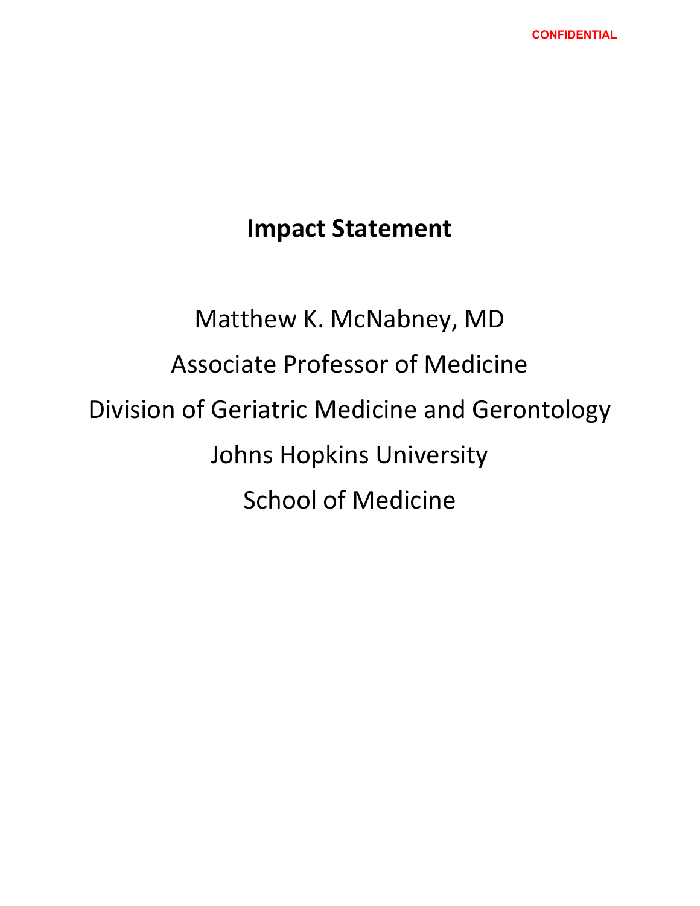CONFIDENTIAL

# Impact Statement

Matthew K. McNabney, MD

Associate Professor of Medicine

Division of Geriatric Medicine and Gerontology

Johns Hopkins University

School of Medicine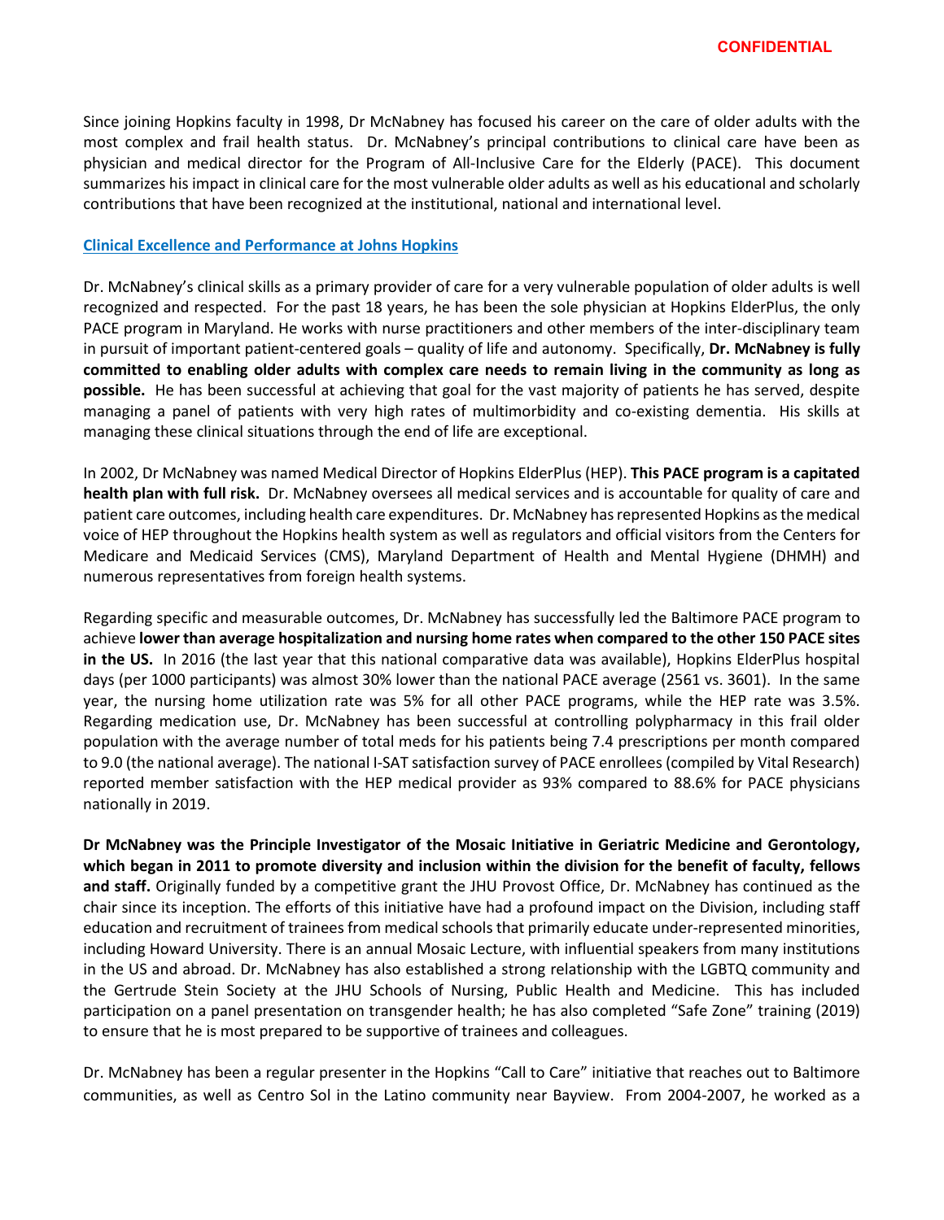**CONFIDENTIAL**

Since joining Hopkins faculty in 1998, Dr McNabney has focused his career on the care of older adults with the most complex and frail health status. Dr. McNabney's principal contributions to clinical care have been as physician and medical director for the Program of All-Inclusive Care for the Elderly (PACE). This document summarizes his impact in clinical care for the most vulnerable older adults as well as his educational and scholarly contributions that have been recognized at the institutional, national and international level.

## Clinical Excellence and Performance at Johns Hopkins

Dr. McNabney's clinical skills as a primary provider of care for a very vulnerable population of older adults is well recognized and respected. For the past 18 years, he has been the sole physician at Hopkins ElderPlus, the only PACE program in Maryland. He works with nurse practitioners and other members of the inter-disciplinary team in pursuit of important patient-centered goals – quality of life and autonomy. Specifically, **Dr. McNabney is fully committed to enabling older adults with complex care needs to remain living in the community as long as possible.** He has been successful at achieving that goal for the vast majority of patients he has served, despite managing a panel of patients with very high rates of multimorbidity and co-existing dementia. His skills at managing these clinical situations through the end of life are exceptional.

In 2002, Dr McNabney was named Medical Director of Hopkins ElderPlus (HEP). **This PACE program is a capitated health plan with full risk.** Dr. McNabney oversees all medical services and is accountable for quality of care and patient care outcomes, including health care expenditures. Dr. McNabney has represented Hopkins as the medical voice of HEP throughout the Hopkins health system as well as regulators and official visitors from the Centers for Medicare and Medicaid Services (CMS), Maryland Department of Health and Mental Hygiene (DHMH) and numerous representatives from foreign health systems.

Regarding specific and measurable outcomes, Dr. McNabney has successfully led the Baltimore PACE program to achieve **lower than average hospitalization and nursing home rates when compared to the other 150 PACE sites in the US.** In 2016 (the last year that this national comparative data was available), Hopkins ElderPlus hospital days (per 1000 participants) was almost 30% lower than the national PACE average (2561 vs. 3601). In the same year, the nursing home utilization rate was 5% for all other PACE programs, while the HEP rate was 3.5%. Regarding medication use, Dr. McNabney has been successful at controlling polypharmacy in this frail older population with the average number of total meds for his patients being 7.4 prescriptions per month compared to 9.0 (the national average). The national I-SAT satisfaction survey of PACE enrollees (compiled by Vital Research) reported member satisfaction with the HEP medical provider as 93% compared to 88.6% for PACE physicians nationally in 2019.

**Dr McNabney was the Principle Investigator of the Mosaic Initiative in Geriatric Medicine and Gerontology, which began in 2011 to promote diversity and inclusion within the division for the benefit of faculty, fellows and staff.** Originally funded by a competitive grant the JHU Provost Office, Dr. McNabney has continued as the chair since its inception. The efforts of this initiative have had a profound impact on the Division, including staff education and recruitment of trainees from medical schools that primarily educate under-represented minorities, including Howard University. There is an annual Mosaic Lecture, with influential speakers from many institutions in the US and abroad. Dr. McNabney has also established a strong relationship with the LGBTQ community and the Gertrude Stein Society at the JHU Schools of Nursing, Public Health and Medicine. This has included participation on a panel presentation on transgender health; he has also completed "Safe Zone" training (2019) to ensure that he is most prepared to be supportive of trainees and colleagues.

Dr. McNabney has been a regular presenter in the Hopkins "Call to Care" initiative that reaches out to Baltimore communities, as well as Centro Sol in the Latino community near Bayview. From 2004-2007, he worked as a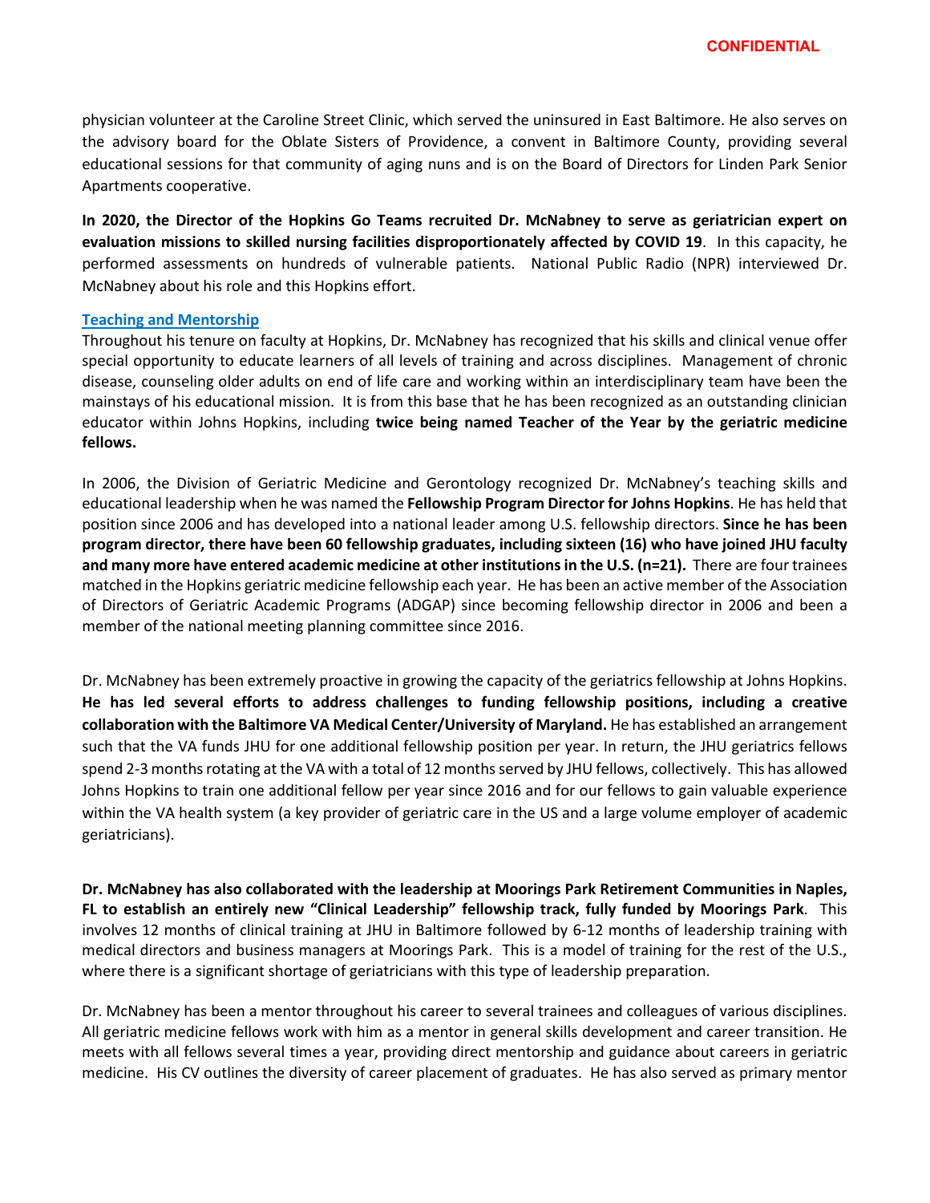physician volunteer at the Caroline Street Clinic, which served the uninsured in East Baltimore. He also serves on the advisory board for the Oblate Sisters of Providence, a convent in Baltimore County, providing several educational sessions for that community of aging nuns and is on the Board of Directors for Linden Park Senior Apartments cooperative.

**In 2020, the Director of the Hopkins Go Teams recruited Dr. McNabney to serve as geriatrician expert on evaluation missions to skilled nursing facilities disproportionately affected by COVID 19**. In this capacity, he performed assessments on hundreds of vulnerable patients. National Public Radio (NPR) interviewed Dr. McNabney about his role and this Hopkins effort.

## Teaching and Mentorship

Throughout his tenure on faculty at Hopkins, Dr. McNabney has recognized that his skills and clinical venue offer special opportunity to educate learners of all levels of training and across disciplines. Management of chronic disease, counseling older adults on end of life care and working within an interdisciplinary team have been the mainstays of his educational mission. It is from this base that he has been recognized as an outstanding clinician educator within Johns Hopkins, including **twice being named Teacher of the Year by the geriatric medicine fellows.**

In 2006, the Division of Geriatric Medicine and Gerontology recognized Dr. McNabney's teaching skills and educational leadership when he was named the **Fellowship Program Director for Johns Hopkins**. He has held that position since 2006 and has developed into a national leader among U.S. fellowship directors. **Since he has been program director, there have been 60 fellowship graduates, including sixteen (16) who have joined JHU faculty and many more have entered academic medicine at other institutions in the U.S. (n=21).** There are four trainees matched in the Hopkins geriatric medicine fellowship each year. He has been an active member of the Association of Directors of Geriatric Academic Programs (ADGAP) since becoming fellowship director in 2006 and been a member of the national meeting planning committee since 2016.

Dr. McNabney has been extremely proactive in growing the capacity of the geriatrics fellowship at Johns Hopkins. **He has led several efforts to address challenges to funding fellowship positions, including a creative collaboration with the Baltimore VA Medical Center/University of Maryland.** He has established an arrangement such that the VA funds JHU for one additional fellowship position per year. In return, the JHU geriatrics fellows spend 2-3 months rotating at the VA with a total of 12 months served by JHU fellows, collectively. This has allowed Johns Hopkins to train one additional fellow per year since 2016 and for our fellows to gain valuable experience within the VA health system (a key provider of geriatric care in the US and a large volume employer of academic geriatricians).

**Dr. McNabney has also collaborated with the leadership at Moorings Park Retirement Communities in Naples, FL to establish an entirely new "Clinical Leadership" fellowship track, fully funded by Moorings Park**. This involves 12 months of clinical training at JHU in Baltimore followed by 6-12 months of leadership training with medical directors and business managers at Moorings Park. This is a model of training for the rest of the U.S., where there is a significant shortage of geriatricians with this type of leadership preparation.

Dr. McNabney has been a mentor throughout his career to several trainees and colleagues of various disciplines. All geriatric medicine fellows work with him as a mentor in general skills development and career transition. He meets with all fellows several times a year, providing direct mentorship and guidance about careers in geriatric medicine. His CV outlines the diversity of career placement of graduates. He has also served as primary mentor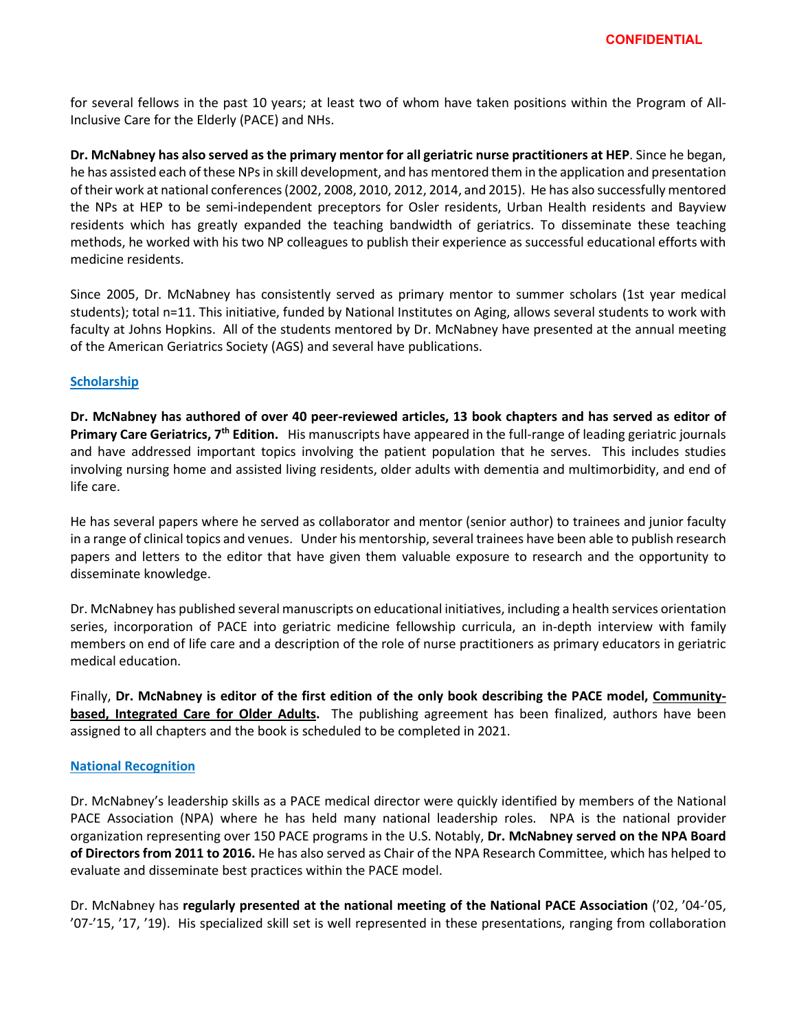for several fellows in the past 10 years; at least two of whom have taken positions within the Program of All-Inclusive Care for the Elderly (PACE) and NHs.

**Dr. McNabney has also served as the primary mentor for all geriatric nurse practitioners at HEP**. Since he began, he has assisted each of these NPs in skill development, and has mentored them in the application and presentation of their work at national conferences (2002, 2008, 2010, 2012, 2014, and 2015). He has also successfully mentored the NPs at HEP to be semi-independent preceptors for Osler residents, Urban Health residents and Bayview residents which has greatly expanded the teaching bandwidth of geriatrics. To disseminate these teaching methods, he worked with his two NP colleagues to publish their experience as successful educational efforts with medicine residents.

Since 2005, Dr. McNabney has consistently served as primary mentor to summer scholars (1st year medical students); total n=11. This initiative, funded by National Institutes on Aging, allows several students to work with faculty at Johns Hopkins. All of the students mentored by Dr. McNabney have presented at the annual meeting of the American Geriatrics Society (AGS) and several have publications.

## Scholarship

**Dr. McNabney has authored of over 40 peer-reviewed articles, 13 book chapters and has served as editor of Primary Care Geriatrics, 7th Edition.** His manuscripts have appeared in the full-range of leading geriatric journals and have addressed important topics involving the patient population that he serves. This includes studies involving nursing home and assisted living residents, older adults with dementia and multimorbidity, and end of life care.

He has several papers where he served as collaborator and mentor (senior author) to trainees and junior faculty in a range of clinical topics and venues. Under his mentorship, several trainees have been able to publish research papers and letters to the editor that have given them valuable exposure to research and the opportunity to disseminate knowledge.

Dr. McNabney has published several manuscripts on educational initiatives, including a health services orientation series, incorporation of PACE into geriatric medicine fellowship curricula, an in-depth interview with family members on end of life care and a description of the role of nurse practitioners as primary educators in geriatric medical education.

Finally, **Dr. McNabney is editor of the first edition of the only book describing the PACE model, Community-based, Integrated Care for Older Adults.** The publishing agreement has been finalized, authors have been assigned to all chapters and the book is scheduled to be completed in 2021.

## National Recognition

Dr. McNabney's leadership skills as a PACE medical director were quickly identified by members of the National PACE Association (NPA) where he has held many national leadership roles. NPA is the national provider organization representing over 150 PACE programs in the U.S. Notably, **Dr. McNabney served on the NPA Board of Directors from 2011 to 2016.** He has also served as Chair of the NPA Research Committee, which has helped to evaluate and disseminate best practices within the PACE model.

Dr. McNabney has **regularly presented at the national meeting of the National PACE Association** ('02, '04-'05, '07-'15, '17, '19). His specialized skill set is well represented in these presentations, ranging from collaboration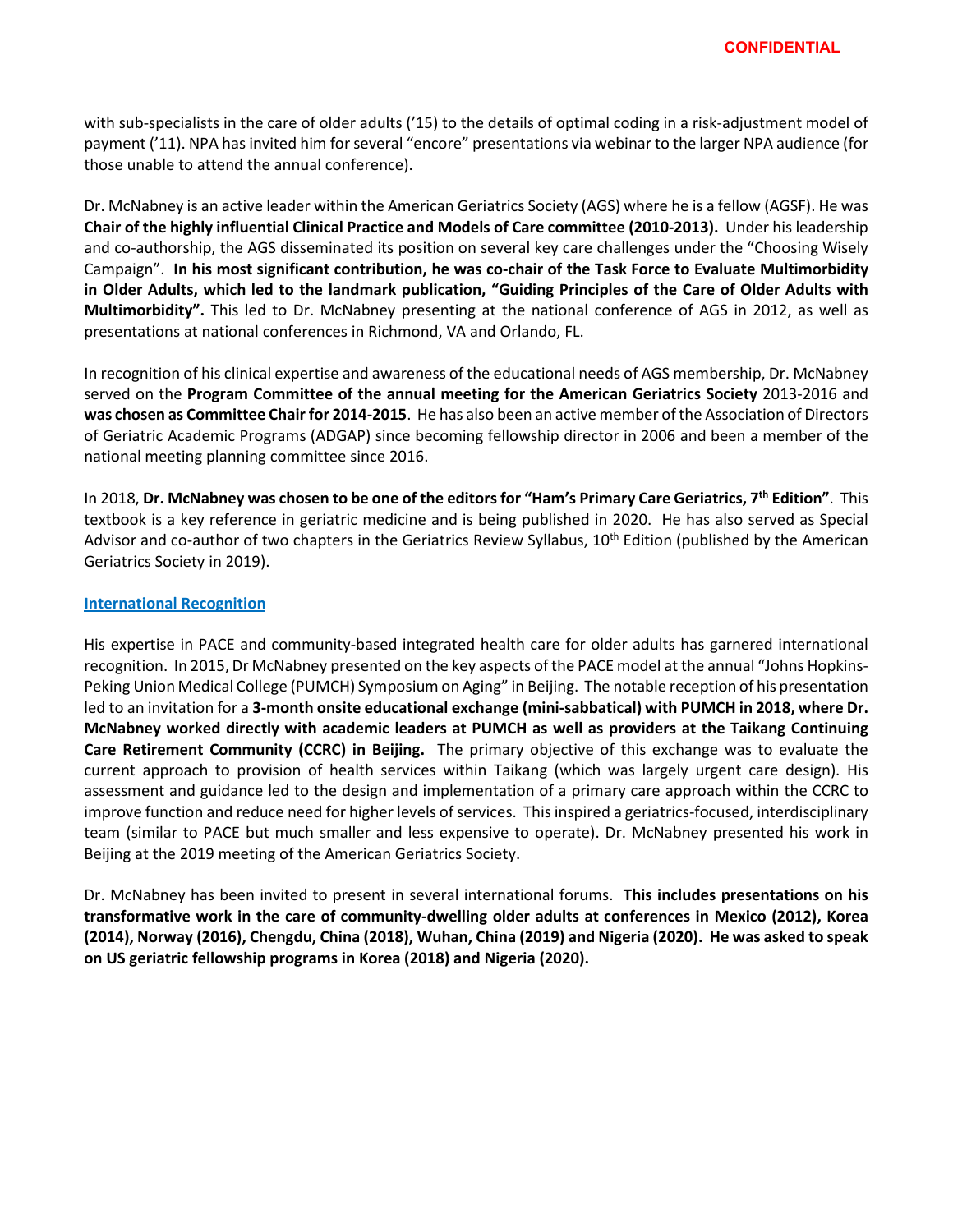with sub-specialists in the care of older adults ('15) to the details of optimal coding in a risk-adjustment model of payment ('11). NPA has invited him for several "encore" presentations via webinar to the larger NPA audience (for those unable to attend the annual conference).

Dr. McNabney is an active leader within the American Geriatrics Society (AGS) where he is a fellow (AGSF). He was **Chair of the highly influential Clinical Practice and Models of Care committee (2010-2013).** Under his leadership and co-authorship, the AGS disseminated its position on several key care challenges under the "Choosing Wisely Campaign". **In his most significant contribution, he was co-chair of the Task Force to Evaluate Multimorbidity in Older Adults, which led to the landmark publication, "Guiding Principles of the Care of Older Adults with Multimorbidity".** This led to Dr. McNabney presenting at the national conference of AGS in 2012, as well as presentations at national conferences in Richmond, VA and Orlando, FL.

In recognition of his clinical expertise and awareness of the educational needs of AGS membership, Dr. McNabney served on the **Program Committee of the annual meeting for the American Geriatrics Society** 2013-2016 and **was chosen as Committee Chair for 2014-2015**. He has also been an active member of the Association of Directors of Geriatric Academic Programs (ADGAP) since becoming fellowship director in 2006 and been a member of the national meeting planning committee since 2016.

In 2018, **Dr. McNabney was chosen to be one of the editors for "Ham's Primary Care Geriatrics, 7th Edition"**. This textbook is a key reference in geriatric medicine and is being published in 2020. He has also served as Special Advisor and co-author of two chapters in the Geriatrics Review Syllabus, 10th Edition (published by the American Geriatrics Society in 2019).

## International Recognition

His expertise in PACE and community-based integrated health care for older adults has garnered international recognition. In 2015, Dr McNabney presented on the key aspects of the PACE model at the annual "Johns Hopkins-Peking Union Medical College (PUMCH) Symposium on Aging" in Beijing. The notable reception of his presentation led to an invitation for a **3-month onsite educational exchange (mini-sabbatical) with PUMCH in 2018, where Dr. McNabney worked directly with academic leaders at PUMCH as well as providers at the Taikang Continuing Care Retirement Community (CCRC) in Beijing.** The primary objective of this exchange was to evaluate the current approach to provision of health services within Taikang (which was largely urgent care design). His assessment and guidance led to the design and implementation of a primary care approach within the CCRC to improve function and reduce need for higher levels of services. This inspired a geriatrics-focused, interdisciplinary team (similar to PACE but much smaller and less expensive to operate). Dr. McNabney presented his work in Beijing at the 2019 meeting of the American Geriatrics Society.

Dr. McNabney has been invited to present in several international forums. **This includes presentations on his transformative work in the care of community-dwelling older adults at conferences in Mexico (2012), Korea (2014), Norway (2016), Chengdu, China (2018), Wuhan, China (2019) and Nigeria (2020). He was asked to speak on US geriatric fellowship programs in Korea (2018) and Nigeria (2020).**